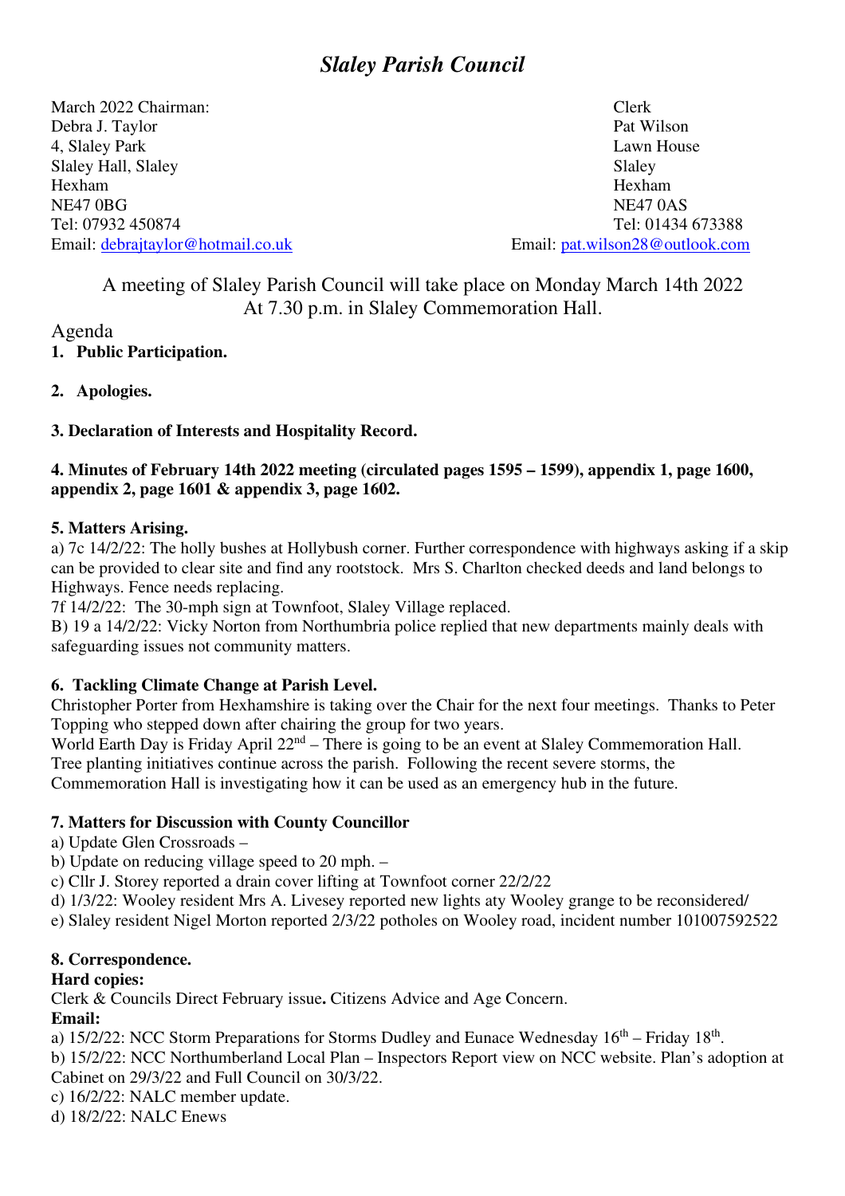# *Slaley Parish Council*

March 2022 Chairman:
Debra J. Taylor
4, Slaley Park
Slaley Hall, Slaley
Hexham
NE47 0BG
Tel: 07932 450874
Email: debrajtaylor@hotmail.co.uk

Clerk
Pat Wilson
Lawn House
Slaley
Hexham
NE47 0AS
Tel: 01434 673388
Email: pat.wilson28@outlook.com

A meeting of Slaley Parish Council will take place on Monday March 14th 2022
At 7.30 p.m. in Slaley Commemoration Hall.

Agenda

**1. Public Participation.**

**2. Apologies.**

**3. Declaration of Interests and Hospitality Record.**

**4. Minutes of February 14th 2022 meeting (circulated pages 1595 – 1599), appendix 1, page 1600, appendix 2, page 1601 & appendix 3, page 1602.**

**5. Matters Arising.**

a) 7c 14/2/22: The holly bushes at Hollybush corner. Further correspondence with highways asking if a skip can be provided to clear site and find any rootstock. Mrs S. Charlton checked deeds and land belongs to Highways. Fence needs replacing.
7f 14/2/22: The 30-mph sign at Townfoot, Slaley Village replaced.
B) 19 a 14/2/22: Vicky Norton from Northumbria police replied that new departments mainly deals with safeguarding issues not community matters.

**6. Tackling Climate Change at Parish Level.**

Christopher Porter from Hexhamshire is taking over the Chair for the next four meetings. Thanks to Peter Topping who stepped down after chairing the group for two years.
World Earth Day is Friday April 22nd – There is going to be an event at Slaley Commemoration Hall. Tree planting initiatives continue across the parish. Following the recent severe storms, the Commemoration Hall is investigating how it can be used as an emergency hub in the future.

**7. Matters for Discussion with County Councillor**

a) Update Glen Crossroads –
b) Update on reducing village speed to 20 mph. –
c) Cllr J. Storey reported a drain cover lifting at Townfoot corner 22/2/22
d) 1/3/22: Wooley resident Mrs A. Livesey reported new lights aty Wooley grange to be reconsidered/
e) Slaley resident Nigel Morton reported 2/3/22 potholes on Wooley road, incident number 101007592522

**8. Correspondence.**

**Hard copies:**
Clerk & Councils Direct February issue**.** Citizens Advice and Age Concern.

**Email:**
a) 15/2/22: NCC Storm Preparations for Storms Dudley and Eunace Wednesday 16th – Friday 18th.
b) 15/2/22: NCC Northumberland Local Plan – Inspectors Report view on NCC website. Plan's adoption at Cabinet on 29/3/22 and Full Council on 30/3/22.
c) 16/2/22: NALC member update.
d) 18/2/22: NALC Enews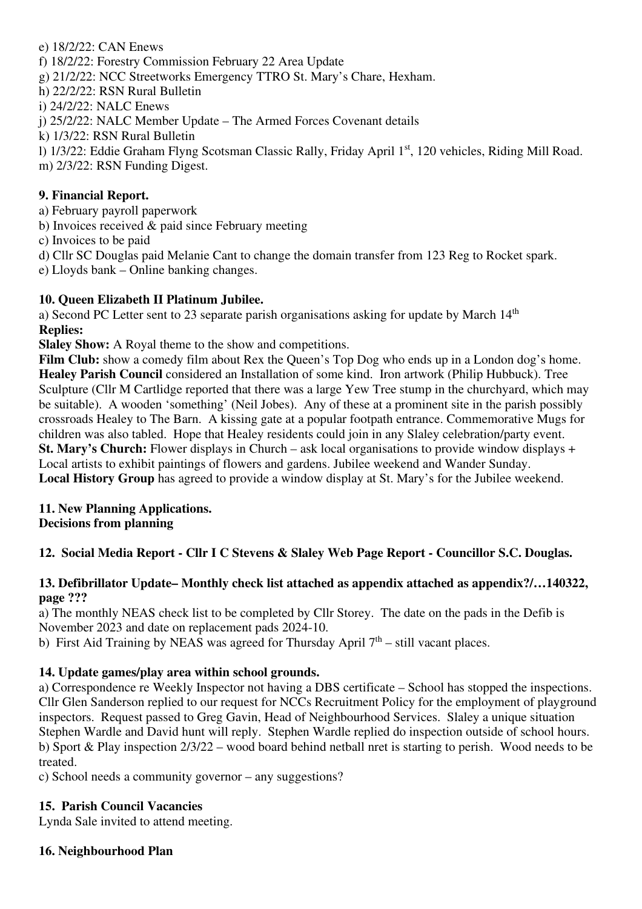e) 18/2/22: CAN Enews
f) 18/2/22: Forestry Commission February 22 Area Update
g) 21/2/22: NCC Streetworks Emergency TTRO St. Mary's Chare, Hexham.
h) 22/2/22: RSN Rural Bulletin
i) 24/2/22: NALC Enews
j) 25/2/22: NALC Member Update – The Armed Forces Covenant details
k) 1/3/22: RSN Rural Bulletin
l) 1/3/22: Eddie Graham Flyng Scotsman Classic Rally, Friday April 1st, 120 vehicles, Riding Mill Road.
m) 2/3/22: RSN Funding Digest.

**9. Financial Report.**

a) February payroll paperwork
b) Invoices received & paid since February meeting
c) Invoices to be paid
d) Cllr SC Douglas paid Melanie Cant to change the domain transfer from 123 Reg to Rocket spark.
e) Lloyds bank – Online banking changes.

**10. Queen Elizabeth II Platinum Jubilee.**

a) Second PC Letter sent to 23 separate parish organisations asking for update by March 14th

**Replies:**

**Slaley Show:** A Royal theme to the show and competitions.

**Film Club:** show a comedy film about Rex the Queen's Top Dog who ends up in a London dog's home.

**Healey Parish Council** considered an Installation of some kind. Iron artwork (Philip Hubbuck). Tree Sculpture (Cllr M Cartlidge reported that there was a large Yew Tree stump in the churchyard, which may be suitable). A wooden 'something' (Neil Jobes). Any of these at a prominent site in the parish possibly crossroads Healey to The Barn. A kissing gate at a popular footpath entrance. Commemorative Mugs for children was also tabled. Hope that Healey residents could join in any Slaley celebration/party event.

**St. Mary's Church:** Flower displays in Church – ask local organisations to provide window displays + Local artists to exhibit paintings of flowers and gardens. Jubilee weekend and Wander Sunday.

**Local History Group** has agreed to provide a window display at St. Mary's for the Jubilee weekend.

**11. New Planning Applications.**
**Decisions from planning**

**12. Social Media Report - Cllr I C Stevens & Slaley Web Page Report - Councillor S.C. Douglas.**

**13. Defibrillator Update– Monthly check list attached as appendix attached as appendix?/…140322, page ???**

a) The monthly NEAS check list to be completed by Cllr Storey. The date on the pads in the Defib is November 2023 and date on replacement pads 2024-10.
b) First Aid Training by NEAS was agreed for Thursday April 7th – still vacant places.

**14. Update games/play area within school grounds.**

a) Correspondence re Weekly Inspector not having a DBS certificate – School has stopped the inspections. Cllr Glen Sanderson replied to our request for NCCs Recruitment Policy for the employment of playground inspectors. Request passed to Greg Gavin, Head of Neighbourhood Services. Slaley a unique situation Stephen Wardle and David hunt will reply. Stephen Wardle replied do inspection outside of school hours.
b) Sport & Play inspection 2/3/22 – wood board behind netball nret is starting to perish. Wood needs to be treated.
c) School needs a community governor – any suggestions?

**15. Parish Council Vacancies**

Lynda Sale invited to attend meeting.

**16. Neighbourhood Plan**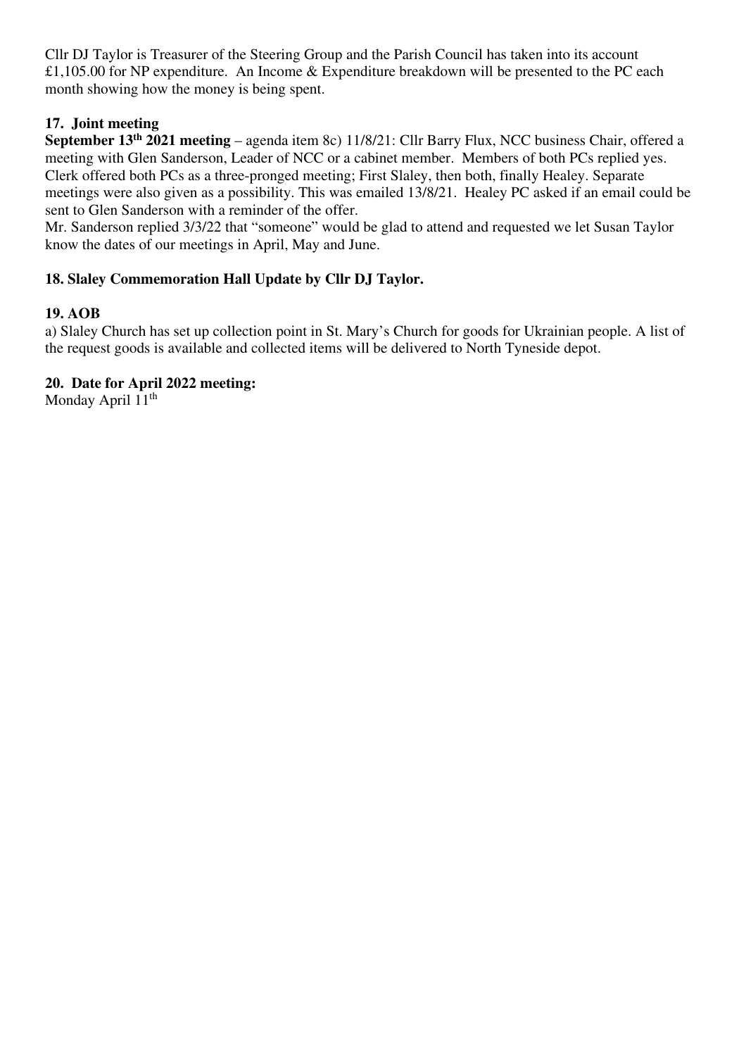Cllr DJ Taylor is Treasurer of the Steering Group and the Parish Council has taken into its account £1,105.00 for NP expenditure. An Income & Expenditure breakdown will be presented to the PC each month showing how the money is being spent.

## 17. Joint meeting

**September 13th 2021 meeting** – agenda item 8c) 11/8/21: Cllr Barry Flux, NCC business Chair, offered a meeting with Glen Sanderson, Leader of NCC or a cabinet member. Members of both PCs replied yes. Clerk offered both PCs as a three-pronged meeting; First Slaley, then both, finally Healey. Separate meetings were also given as a possibility. This was emailed 13/8/21. Healey PC asked if an email could be sent to Glen Sanderson with a reminder of the offer.

Mr. Sanderson replied 3/3/22 that "someone" would be glad to attend and requested we let Susan Taylor know the dates of our meetings in April, May and June.

## 18. Slaley Commemoration Hall Update by Cllr DJ Taylor.

## 19. AOB

a) Slaley Church has set up collection point in St. Mary's Church for goods for Ukrainian people. A list of the request goods is available and collected items will be delivered to North Tyneside depot.

## 20. Date for April 2022 meeting:

Monday April 11th